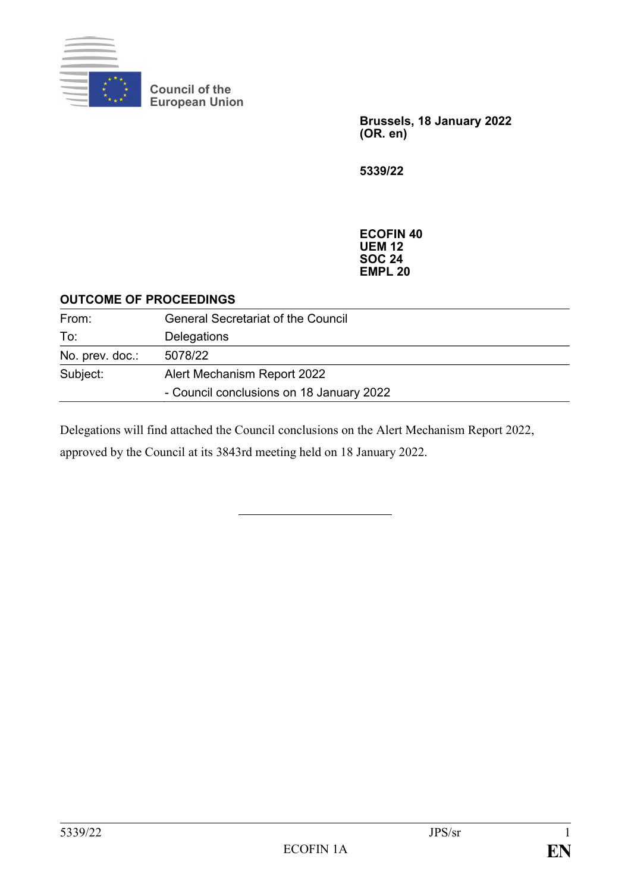Council of the European Union

**Brussels, 18 January 2022**
**(OR. en)**

**5339/22**

**ECOFIN 40**
**UEM 12**
**SOC 24**
**EMPL 20**

**OUTCOME OF PROCEEDINGS**

| | |
|---|---|
| From: | General Secretariat of the Council |
| To: | Delegations |
| No. prev. doc.: | 5078/22 |
| Subject: | Alert Mechanism Report 2022<br>- Council conclusions on 18 January 2022 |

Delegations will find attached the Council conclusions on the Alert Mechanism Report 2022, approved by the Council at its 3843rd meeting held on 18 January 2022.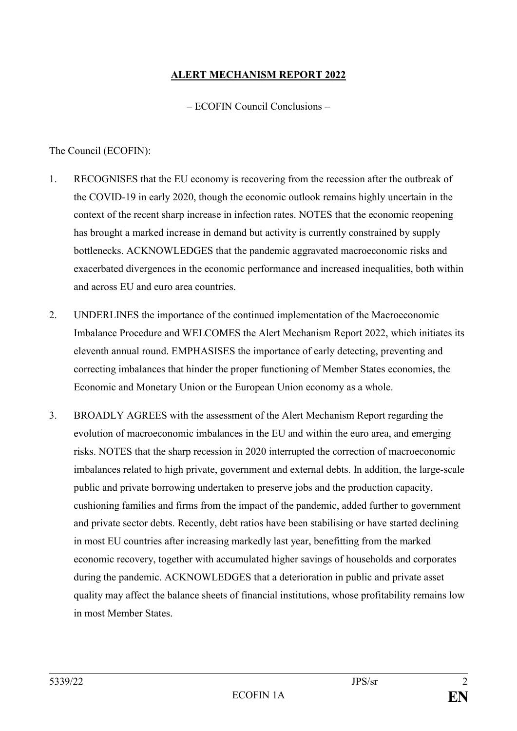**ALERT MECHANISM REPORT 2022**

– ECOFIN Council Conclusions –

The Council (ECOFIN):

1. RECOGNISES that the EU economy is recovering from the recession after the outbreak of the COVID-19 in early 2020, though the economic outlook remains highly uncertain in the context of the recent sharp increase in infection rates. NOTES that the economic reopening has brought a marked increase in demand but activity is currently constrained by supply bottlenecks. ACKNOWLEDGES that the pandemic aggravated macroeconomic risks and exacerbated divergences in the economic performance and increased inequalities, both within and across EU and euro area countries.

2. UNDERLINES the importance of the continued implementation of the Macroeconomic Imbalance Procedure and WELCOMES the Alert Mechanism Report 2022, which initiates its eleventh annual round. EMPHASISES the importance of early detecting, preventing and correcting imbalances that hinder the proper functioning of Member States economies, the Economic and Monetary Union or the European Union economy as a whole.

3. BROADLY AGREES with the assessment of the Alert Mechanism Report regarding the evolution of macroeconomic imbalances in the EU and within the euro area, and emerging risks. NOTES that the sharp recession in 2020 interrupted the correction of macroeconomic imbalances related to high private, government and external debts. In addition, the large-scale public and private borrowing undertaken to preserve jobs and the production capacity, cushioning families and firms from the impact of the pandemic, added further to government and private sector debts. Recently, debt ratios have been stabilising or have started declining in most EU countries after increasing markedly last year, benefitting from the marked economic recovery, together with accumulated higher savings of households and corporates during the pandemic. ACKNOWLEDGES that a deterioration in public and private asset quality may affect the balance sheets of financial institutions, whose profitability remains low in most Member States.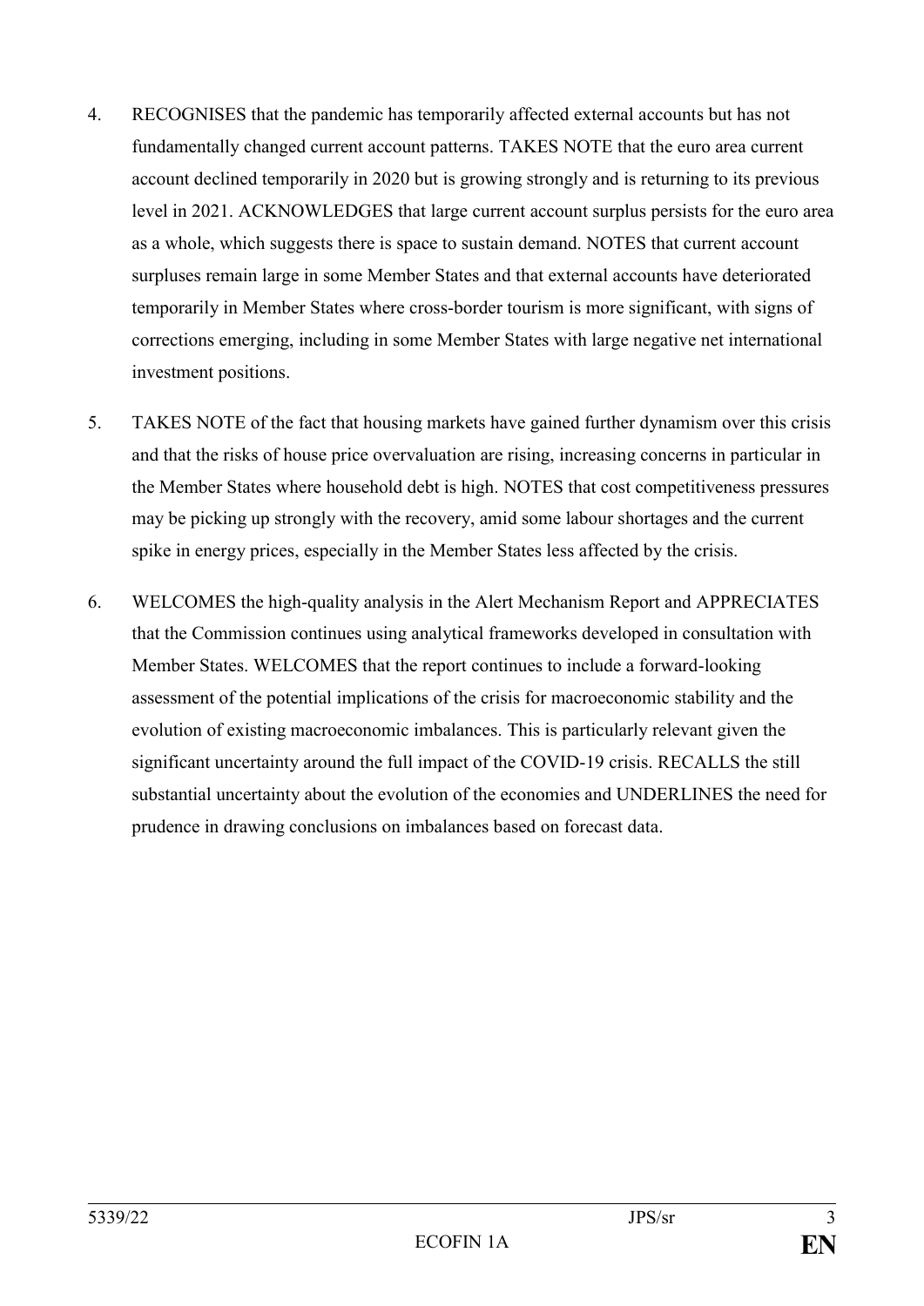4. RECOGNISES that the pandemic has temporarily affected external accounts but has not fundamentally changed current account patterns. TAKES NOTE that the euro area current account declined temporarily in 2020 but is growing strongly and is returning to its previous level in 2021. ACKNOWLEDGES that large current account surplus persists for the euro area as a whole, which suggests there is space to sustain demand. NOTES that current account surpluses remain large in some Member States and that external accounts have deteriorated temporarily in Member States where cross-border tourism is more significant, with signs of corrections emerging, including in some Member States with large negative net international investment positions.

5. TAKES NOTE of the fact that housing markets have gained further dynamism over this crisis and that the risks of house price overvaluation are rising, increasing concerns in particular in the Member States where household debt is high. NOTES that cost competitiveness pressures may be picking up strongly with the recovery, amid some labour shortages and the current spike in energy prices, especially in the Member States less affected by the crisis.

6. WELCOMES the high-quality analysis in the Alert Mechanism Report and APPRECIATES that the Commission continues using analytical frameworks developed in consultation with Member States. WELCOMES that the report continues to include a forward-looking assessment of the potential implications of the crisis for macroeconomic stability and the evolution of existing macroeconomic imbalances. This is particularly relevant given the significant uncertainty around the full impact of the COVID-19 crisis. RECALLS the still substantial uncertainty about the evolution of the economies and UNDERLINES the need for prudence in drawing conclusions on imbalances based on forecast data.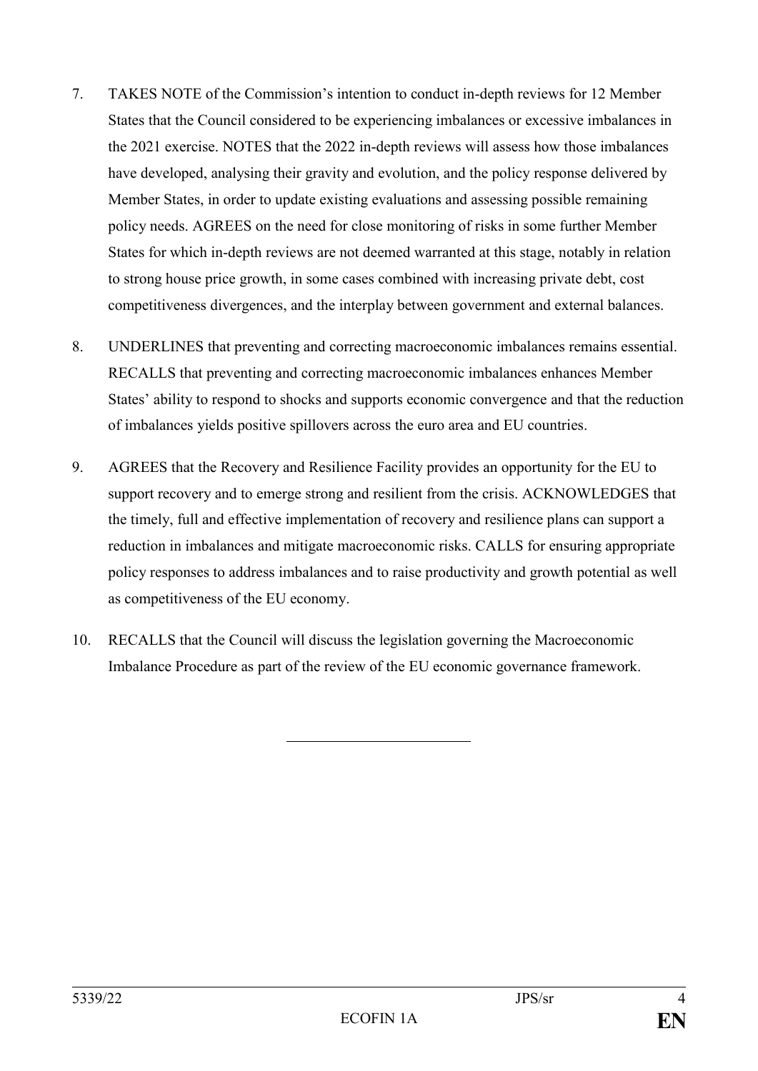7. TAKES NOTE of the Commission's intention to conduct in-depth reviews for 12 Member States that the Council considered to be experiencing imbalances or excessive imbalances in the 2021 exercise. NOTES that the 2022 in-depth reviews will assess how those imbalances have developed, analysing their gravity and evolution, and the policy response delivered by Member States, in order to update existing evaluations and assessing possible remaining policy needs. AGREES on the need for close monitoring of risks in some further Member States for which in-depth reviews are not deemed warranted at this stage, notably in relation to strong house price growth, in some cases combined with increasing private debt, cost competitiveness divergences, and the interplay between government and external balances.

8. UNDERLINES that preventing and correcting macroeconomic imbalances remains essential. RECALLS that preventing and correcting macroeconomic imbalances enhances Member States' ability to respond to shocks and supports economic convergence and that the reduction of imbalances yields positive spillovers across the euro area and EU countries.

9. AGREES that the Recovery and Resilience Facility provides an opportunity for the EU to support recovery and to emerge strong and resilient from the crisis. ACKNOWLEDGES that the timely, full and effective implementation of recovery and resilience plans can support a reduction in imbalances and mitigate macroeconomic risks. CALLS for ensuring appropriate policy responses to address imbalances and to raise productivity and growth potential as well as competitiveness of the EU economy.

10. RECALLS that the Council will discuss the legislation governing the Macroeconomic Imbalance Procedure as part of the review of the EU economic governance framework.